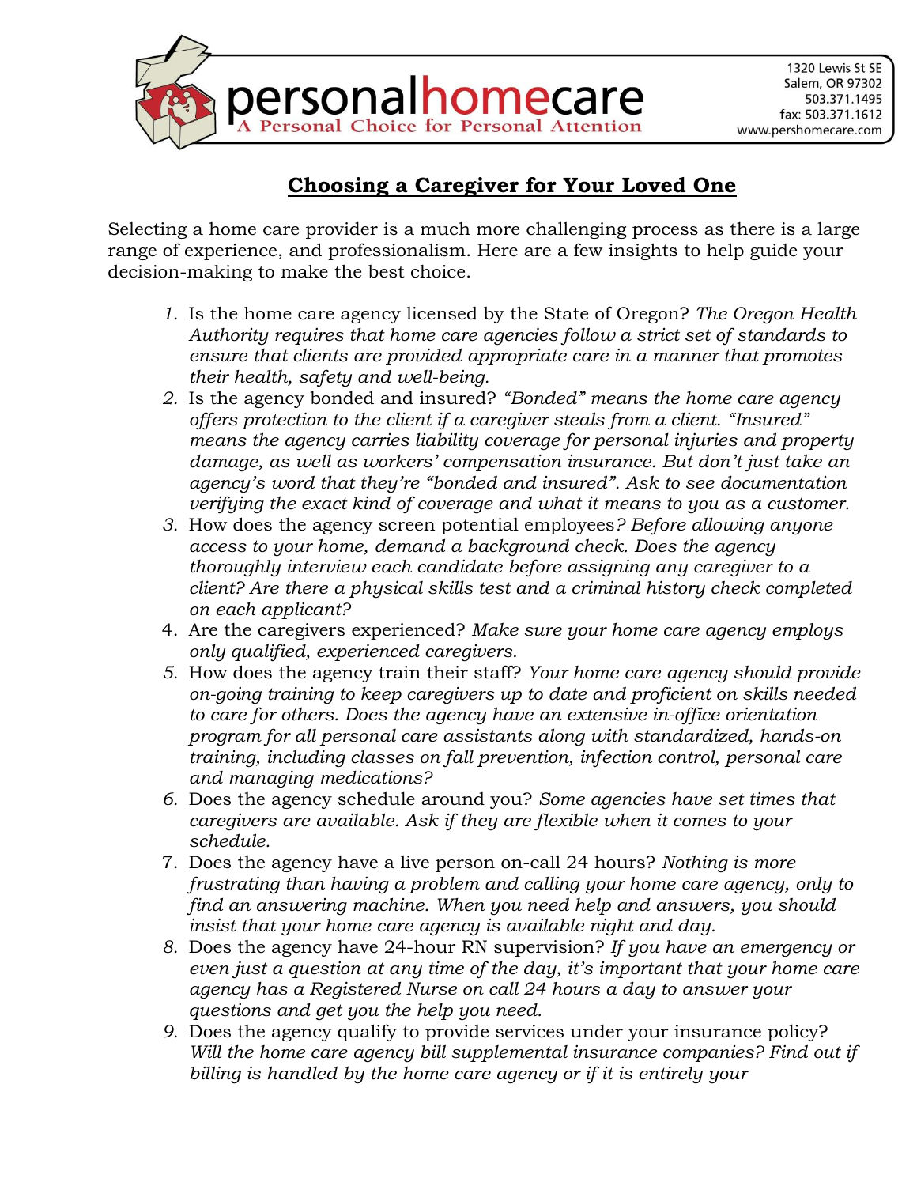personalhomecare
A Personal Choice for Personal Attention

1320 Lewis St SE
Salem, OR 97302
503.371.1495
fax: 503.371.1612
www.pershomecare.com

# Choosing a Caregiver for Your Loved One

Selecting a home care provider is a much more challenging process as there is a large range of experience, and professionalism. Here are a few insights to help guide your decision-making to make the best choice.

1. Is the home care agency licensed by the State of Oregon? *The Oregon Health Authority requires that home care agencies follow a strict set of standards to ensure that clients are provided appropriate care in a manner that promotes their health, safety and well-being.*
2. Is the agency bonded and insured? *"Bonded" means the home care agency offers protection to the client if a caregiver steals from a client. "Insured" means the agency carries liability coverage for personal injuries and property damage, as well as workers' compensation insurance. But don't just take an agency's word that they're "bonded and insured". Ask to see documentation verifying the exact kind of coverage and what it means to you as a customer.*
3. How does the agency screen potential employees*? Before allowing anyone access to your home, demand a background check. Does the agency thoroughly interview each candidate before assigning any caregiver to a client? Are there a physical skills test and a criminal history check completed on each applicant?*
4. Are the caregivers experienced? *Make sure your home care agency employs only qualified, experienced caregivers.*
5. How does the agency train their staff? *Your home care agency should provide on-going training to keep caregivers up to date and proficient on skills needed to care for others. Does the agency have an extensive in-office orientation program for all personal care assistants along with standardized, hands-on training, including classes on fall prevention, infection control, personal care and managing medications?*
6. Does the agency schedule around you? *Some agencies have set times that caregivers are available. Ask if they are flexible when it comes to your schedule.*
7. Does the agency have a live person on-call 24 hours? *Nothing is more frustrating than having a problem and calling your home care agency, only to find an answering machine. When you need help and answers, you should insist that your home care agency is available night and day.*
8. Does the agency have 24-hour RN supervision? *If you have an emergency or even just a question at any time of the day, it's important that your home care agency has a Registered Nurse on call 24 hours a day to answer your questions and get you the help you need.*
9. Does the agency qualify to provide services under your insurance policy? *Will the home care agency bill supplemental insurance companies? Find out if billing is handled by the home care agency or if it is entirely your*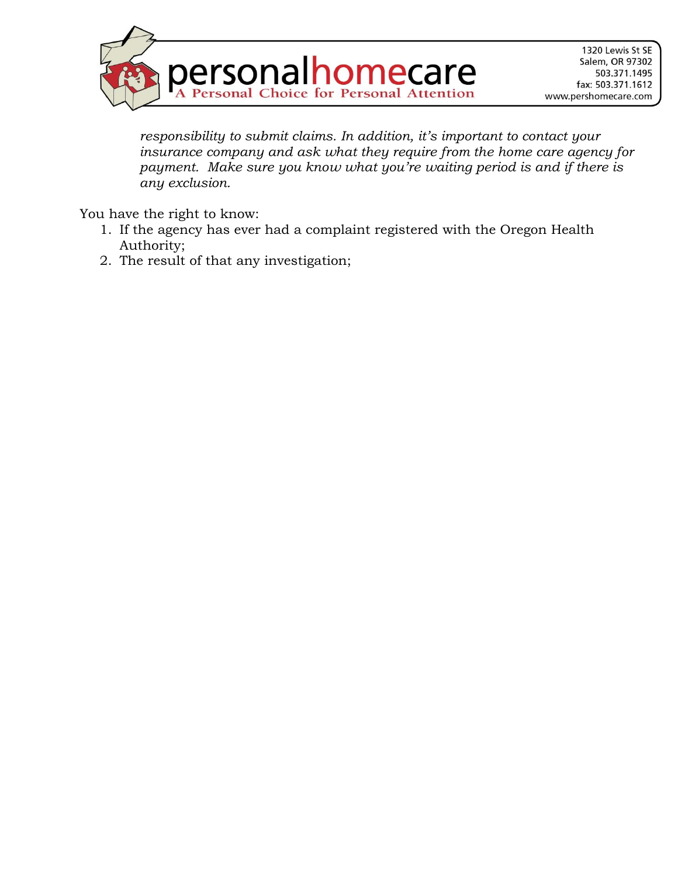*responsibility to submit claims. In addition, it's important to contact your insurance company and ask what they require from the home care agency for payment. Make sure you know what you're waiting period is and if there is any exclusion.*

You have the right to know:

1. If the agency has ever had a complaint registered with the Oregon Health Authority;
2. The result of that any investigation;